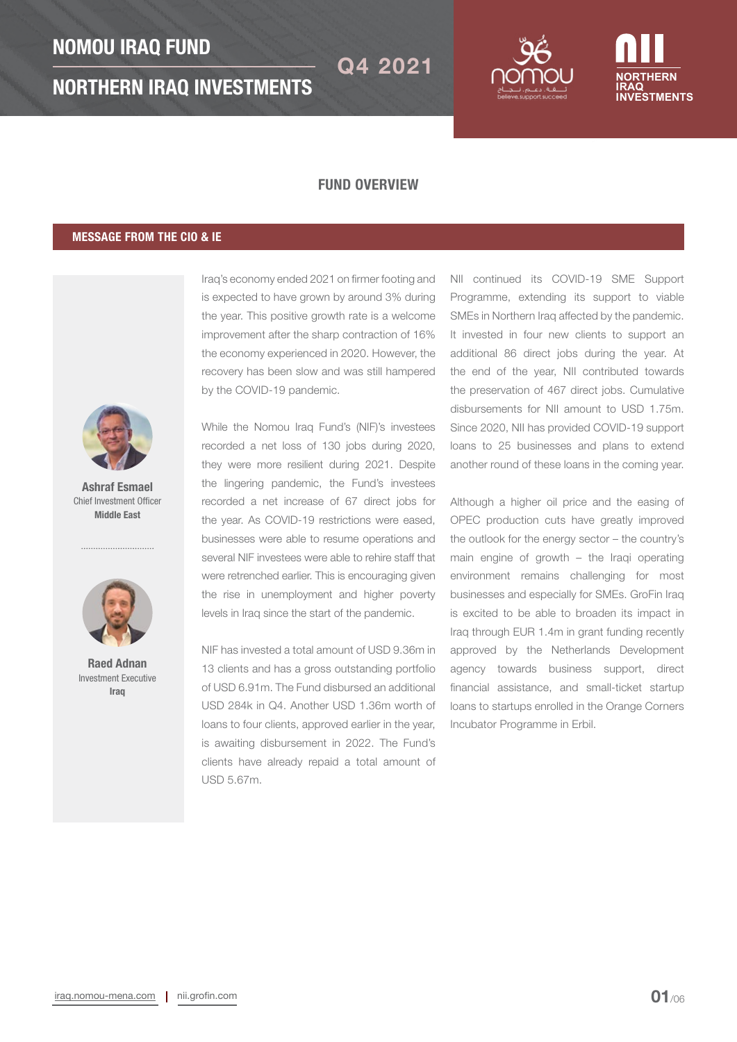# NOMOU IRAQ FUND

# NORTHERN IRAQ INVESTMENTS

Q4 2021

## FUND OVERVIEW

### MESSAGE FROM THE CIO & IE

**Ashraf Esmael**
Chief Investment Officer
**Middle East**

**Raed Adnan**
Investment Executive
**Iraq**

Iraq's economy ended 2021 on firmer footing and is expected to have grown by around 3% during the year. This positive growth rate is a welcome improvement after the sharp contraction of 16% the economy experienced in 2020. However, the recovery has been slow and was still hampered by the COVID-19 pandemic.

While the Nomou Iraq Fund's (NIF)'s investees recorded a net loss of 130 jobs during 2020, they were more resilient during 2021. Despite the lingering pandemic, the Fund's investees recorded a net increase of 67 direct jobs for the year. As COVID-19 restrictions were eased, businesses were able to resume operations and several NIF investees were able to rehire staff that were retrenched earlier. This is encouraging given the rise in unemployment and higher poverty levels in Iraq since the start of the pandemic.

NIF has invested a total amount of USD 9.36m in 13 clients and has a gross outstanding portfolio of USD 6.91m. The Fund disbursed an additional USD 284k in Q4. Another USD 1.36m worth of loans to four clients, approved earlier in the year, is awaiting disbursement in 2022. The Fund's clients have already repaid a total amount of USD 5.67m.

NII continued its COVID-19 SME Support Programme, extending its support to viable SMEs in Northern Iraq affected by the pandemic. It invested in four new clients to support an additional 86 direct jobs during the year. At the end of the year, NII contributed towards the preservation of 467 direct jobs. Cumulative disbursements for NII amount to USD 1.75m. Since 2020, NII has provided COVID-19 support loans to 25 businesses and plans to extend another round of these loans in the coming year.

Although a higher oil price and the easing of OPEC production cuts have greatly improved the outlook for the energy sector – the country's main engine of growth – the Iraqi operating environment remains challenging for most businesses and especially for SMEs. GroFin Iraq is excited to be able to broaden its impact in Iraq through EUR 1.4m in grant funding recently approved by the Netherlands Development agency towards business support, direct financial assistance, and small-ticket startup loans to startups enrolled in the Orange Corners Incubator Programme in Erbil.

iraq.nomou-mena.com | nii.grofin.com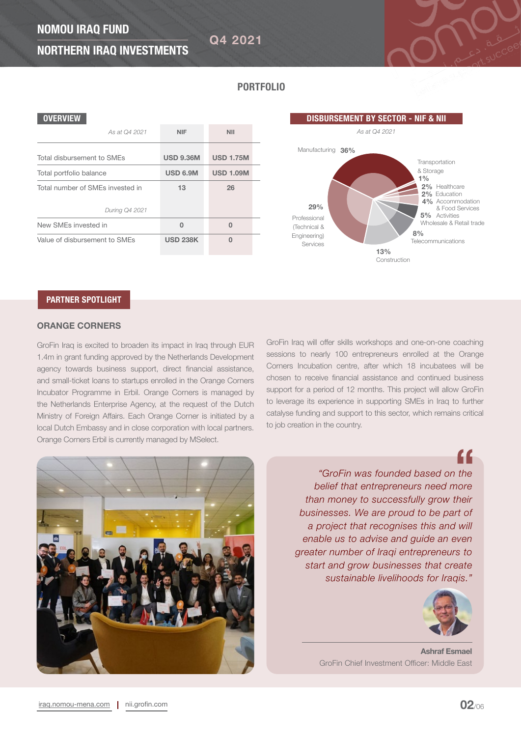# NOMOU IRAQ FUND
# NORTHERN IRAQ INVESTMENTS

**Q4 2021**

## PORTFOLIO

### OVERVIEW

| *As at Q4 2021* | NIF | NII |
|---|---|---|
| Total disbursement to SMEs | **USD 9.36M** | **USD 1.75M** |
| Total portfolio balance | **USD 6.9M** | **USD 1.09M** |
| Total number of SMEs invested in | **13** | **26** |
| *During Q4 2021* | | |
| New SMEs invested in | **0** | **0** |
| Value of disbursement to SMEs | **USD 238K** | **0** |

### DISBURSEMENT BY SECTOR - NIF & NII

*As at Q4 2021*

| Sector | Share |
|---|---|
| Manufacturing | 36% |
| Professional (Technical & Engineering) Services | 29% |
| Construction | 13% |
| Telecommunications | 8% |
| Wholesale & Retail trade | 5% |
| Accommodation & Food Services Activities | 4% |
| Education | 2% |
| Healthcare | 2% |
| Transportation & Storage | 1% |

## PARTNER SPOTLIGHT

### ORANGE CORNERS

GroFin Iraq is excited to broaden its impact in Iraq through EUR 1.4m in grant funding approved by the Netherlands Development agency towards business support, direct financial assistance, and small-ticket loans to startups enrolled in the Orange Corners Incubator Programme in Erbil. Orange Corners is managed by the Netherlands Enterprise Agency, at the request of the Dutch Ministry of Foreign Affairs. Each Orange Corner is initiated by a local Dutch Embassy and in close corporation with local partners. Orange Corners Erbil is currently managed by MSelect.

GroFin Iraq will offer skills workshops and one-on-one coaching sessions to nearly 100 entrepreneurs enrolled at the Orange Corners Incubation centre, after which 18 incubatees will be chosen to receive financial assistance and continued business support for a period of 12 months. This project will allow GroFin to leverage its experience in supporting SMEs in Iraq to further catalyse funding and support to this sector, which remains critical to job creation in the country.

> *"GroFin was founded based on the belief that entrepreneurs need more than money to successfully grow their businesses. We are proud to be part of a project that recognises this and will enable us to advise and guide an even greater number of Iraqi entrepreneurs to start and grow businesses that create sustainable livelihoods for Iraqis."*
>
> **Ashraf Esmael**
> GroFin Chief Investment Officer: Middle East

iraq.nomou-mena.com | nii.grofin.com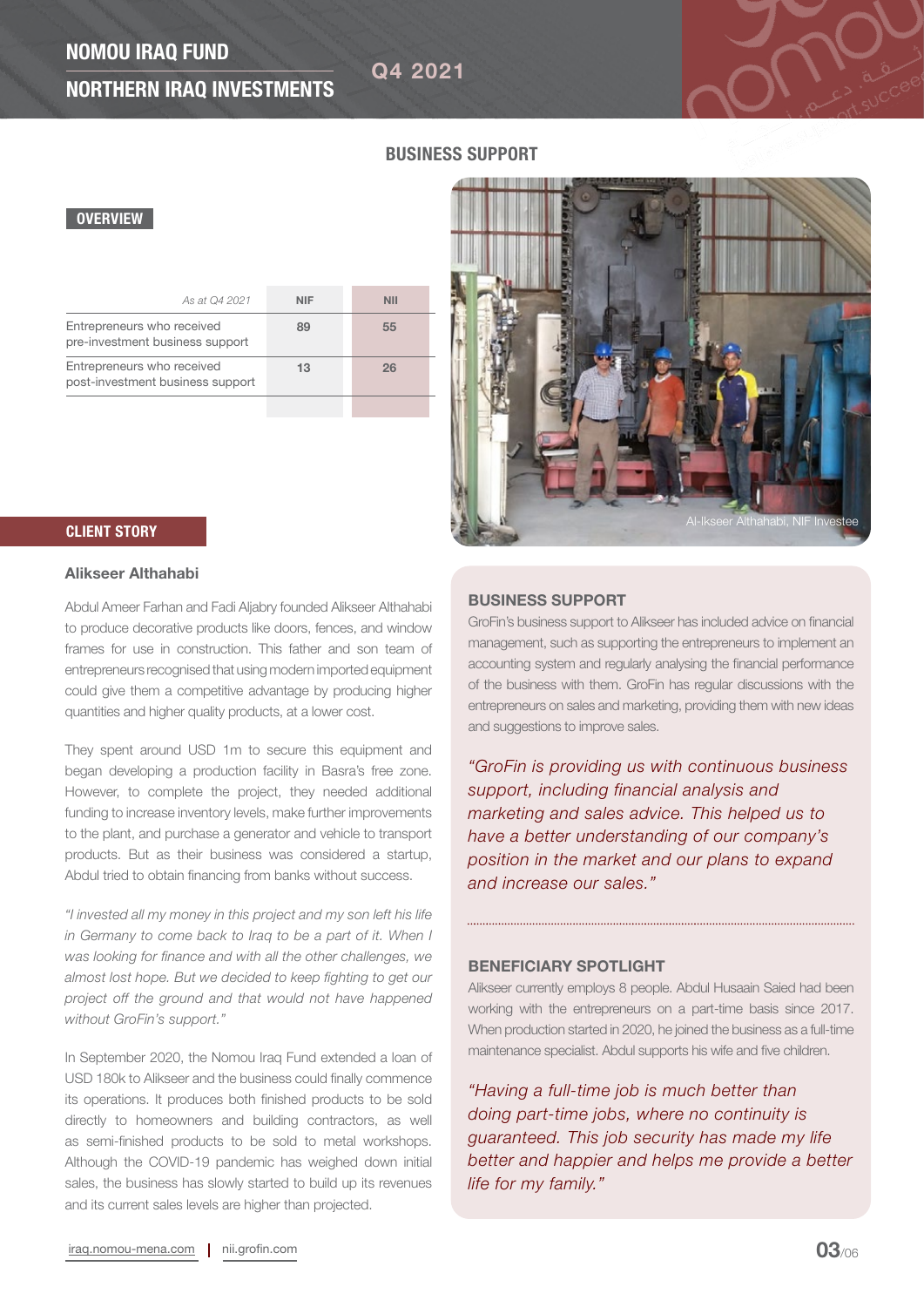# NOMOU IRAQ FUND

# NORTHERN IRAQ INVESTMENTS

Q4 2021

## BUSINESS SUPPORT

### OVERVIEW

| *As at Q4 2021* | NIF | NII |
|---|---|---|
| Entrepreneurs who received pre-investment business support | 89 | 55 |
| Entrepreneurs who received post-investment business support | 13 | 26 |

Al-Ikseer Althahabi, NIF Investee

### CLIENT STORY

#### Alikseer Althahabi

Abdul Ameer Farhan and Fadi Aljabry founded Alikseer Althahabi to produce decorative products like doors, fences, and window frames for use in construction. This father and son team of entrepreneurs recognised that using modern imported equipment could give them a competitive advantage by producing higher quantities and higher quality products, at a lower cost.

They spent around USD 1m to secure this equipment and began developing a production facility in Basra's free zone. However, to complete the project, they needed additional funding to increase inventory levels, make further improvements to the plant, and purchase a generator and vehicle to transport products. But as their business was considered a startup, Abdul tried to obtain financing from banks without success.

*"I invested all my money in this project and my son left his life in Germany to come back to Iraq to be a part of it. When I was looking for finance and with all the other challenges, we almost lost hope. But we decided to keep fighting to get our project off the ground and that would not have happened without GroFin's support."*

In September 2020, the Nomou Iraq Fund extended a loan of USD 180k to Alikseer and the business could finally commence its operations. It produces both finished products to be sold directly to homeowners and building contractors, as well as semi-finished products to be sold to metal workshops. Although the COVID-19 pandemic has weighed down initial sales, the business has slowly started to build up its revenues and its current sales levels are higher than projected.

#### BUSINESS SUPPORT

GroFin's business support to Alikseer has included advice on financial management, such as supporting the entrepreneurs to implement an accounting system and regularly analysing the financial performance of the business with them. GroFin has regular discussions with the entrepreneurs on sales and marketing, providing them with new ideas and suggestions to improve sales.

*"GroFin is providing us with continuous business support, including financial analysis and marketing and sales advice. This helped us to have a better understanding of our company's position in the market and our plans to expand and increase our sales."*

#### BENEFICIARY SPOTLIGHT

Alikseer currently employs 8 people. Abdul Husaain Saied had been working with the entrepreneurs on a part-time basis since 2017. When production started in 2020, he joined the business as a full-time maintenance specialist. Abdul supports his wife and five children.

*"Having a full-time job is much better than doing part-time jobs, where no continuity is guaranteed. This job security has made my life better and happier and helps me provide a better life for my family."*

iraq.nomou-mena.com | nii.grofin.com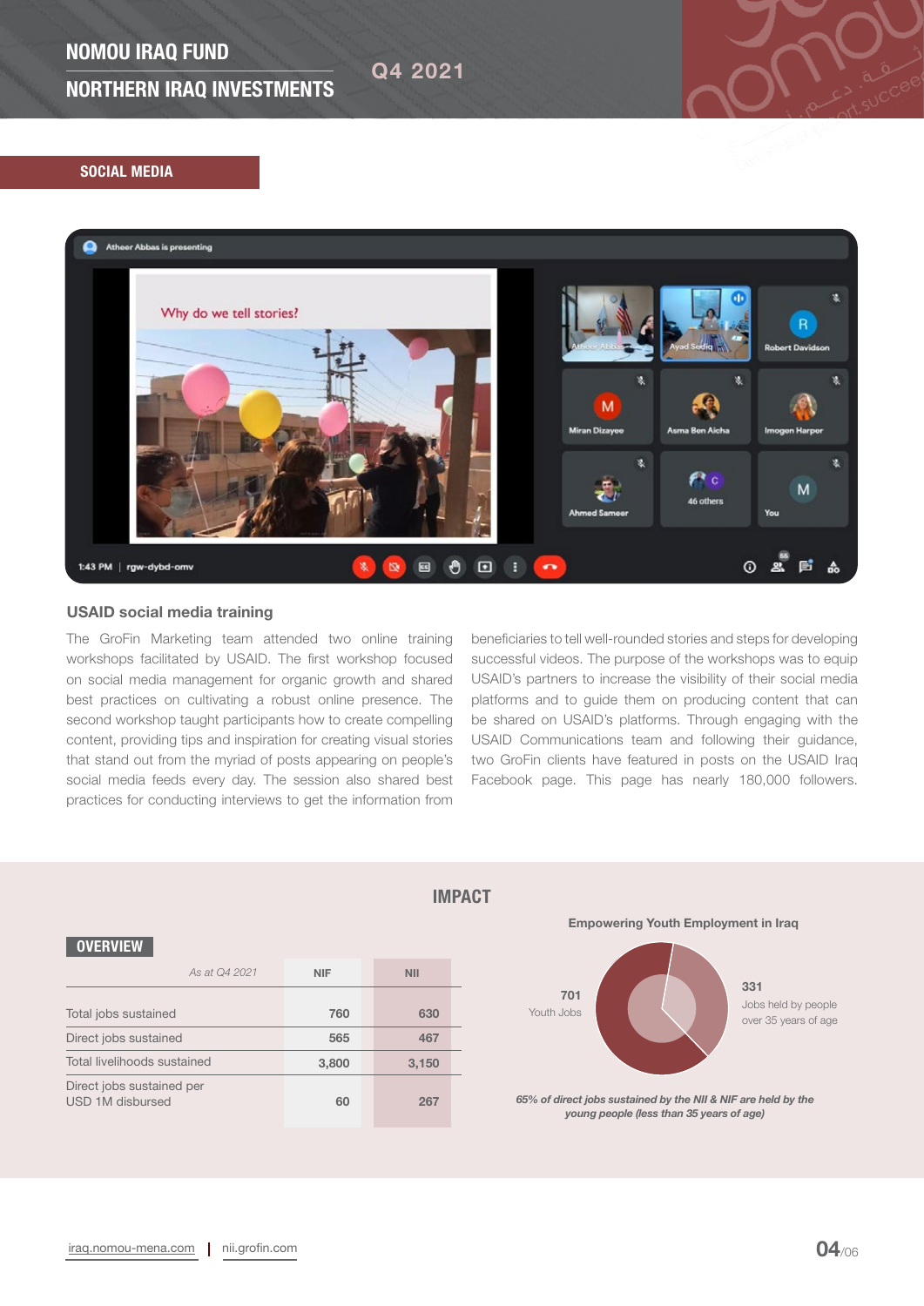## SOCIAL MEDIA

### USAID social media training

The GroFin Marketing team attended two online training workshops facilitated by USAID. The first workshop focused on social media management for organic growth and shared best practices on cultivating a robust online presence. The second workshop taught participants how to create compelling content, providing tips and inspiration for creating visual stories that stand out from the myriad of posts appearing on people's social media feeds every day. The session also shared best practices for conducting interviews to get the information from beneficiaries to tell well-rounded stories and steps for developing successful videos. The purpose of the workshops was to equip USAID's partners to increase the visibility of their social media platforms and to guide them on producing content that can be shared on USAID's platforms. Through engaging with the USAID Communications team and following their guidance, two GroFin clients have featured in posts on the USAID Iraq Facebook page. This page has nearly 180,000 followers.

## IMPACT

### OVERVIEW

| *As at Q4 2021* | NIF | NII |
|---|---|---|
| Total jobs sustained | 760 | 630 |
| Direct jobs sustained | 565 | 467 |
| Total livelihoods sustained | 3,800 | 3,150 |
| Direct jobs sustained per USD 1M disbursed | 60 | 267 |

### Empowering Youth Employment in Iraq

701 Youth Jobs

331 Jobs held by people over 35 years of age

*65% of direct jobs sustained by the NII & NIF are held by the young people (less than 35 years of age)*

iraq.nomou-mena.com | nii.grofin.com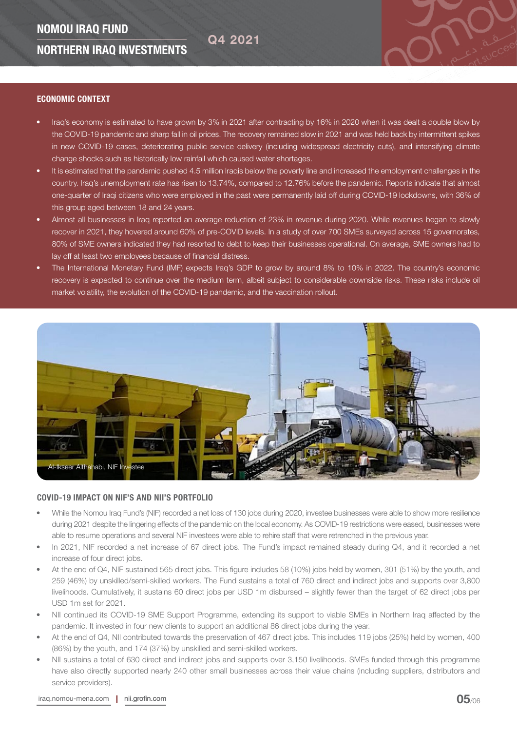## ECONOMIC CONTEXT

- Iraq's economy is estimated to have grown by 3% in 2021 after contracting by 16% in 2020 when it was dealt a double blow by the COVID-19 pandemic and sharp fall in oil prices. The recovery remained slow in 2021 and was held back by intermittent spikes in new COVID-19 cases, deteriorating public service delivery (including widespread electricity cuts), and intensifying climate change shocks such as historically low rainfall which caused water shortages.
- It is estimated that the pandemic pushed 4.5 million Iraqis below the poverty line and increased the employment challenges in the country. Iraq's unemployment rate has risen to 13.74%, compared to 12.76% before the pandemic. Reports indicate that almost one-quarter of Iraqi citizens who were employed in the past were permanently laid off during COVID-19 lockdowns, with 36% of this group aged between 18 and 24 years.
- Almost all businesses in Iraq reported an average reduction of 23% in revenue during 2020. While revenues began to slowly recover in 2021, they hovered around 60% of pre-COVID levels. In a study of over 700 SMEs surveyed across 15 governorates, 80% of SME owners indicated they had resorted to debt to keep their businesses operational. On average, SME owners had to lay off at least two employees because of financial distress.
- The International Monetary Fund (IMF) expects Iraq's GDP to grow by around 8% to 10% in 2022. The country's economic recovery is expected to continue over the medium term, albeit subject to considerable downside risks. These risks include oil market volatility, the evolution of the COVID-19 pandemic, and the vaccination rollout.

Al-Ikseer Althahabi, NIF Investee

## COVID-19 IMPACT ON NIF'S AND NII'S PORTFOLIO

- While the Nomou Iraq Fund's (NIF) recorded a net loss of 130 jobs during 2020, investee businesses were able to show more resilience during 2021 despite the lingering effects of the pandemic on the local economy. As COVID-19 restrictions were eased, businesses were able to resume operations and several NIF investees were able to rehire staff that were retrenched in the previous year.
- In 2021, NIF recorded a net increase of 67 direct jobs. The Fund's impact remained steady during Q4, and it recorded a net increase of four direct jobs.
- At the end of Q4, NIF sustained 565 direct jobs. This figure includes 58 (10%) jobs held by women, 301 (51%) by the youth, and 259 (46%) by unskilled/semi-skilled workers. The Fund sustains a total of 760 direct and indirect jobs and supports over 3,800 livelihoods. Cumulatively, it sustains 60 direct jobs per USD 1m disbursed – slightly fewer than the target of 62 direct jobs per USD 1m set for 2021.
- NII continued its COVID-19 SME Support Programme, extending its support to viable SMEs in Northern Iraq affected by the pandemic. It invested in four new clients to support an additional 86 direct jobs during the year.
- At the end of Q4, NII contributed towards the preservation of 467 direct jobs. This includes 119 jobs (25%) held by women, 400 (86%) by the youth, and 174 (37%) by unskilled and semi-skilled workers.
- NII sustains a total of 630 direct and indirect jobs and supports over 3,150 livelihoods. SMEs funded through this programme have also directly supported nearly 240 other small businesses across their value chains (including suppliers, distributors and service providers).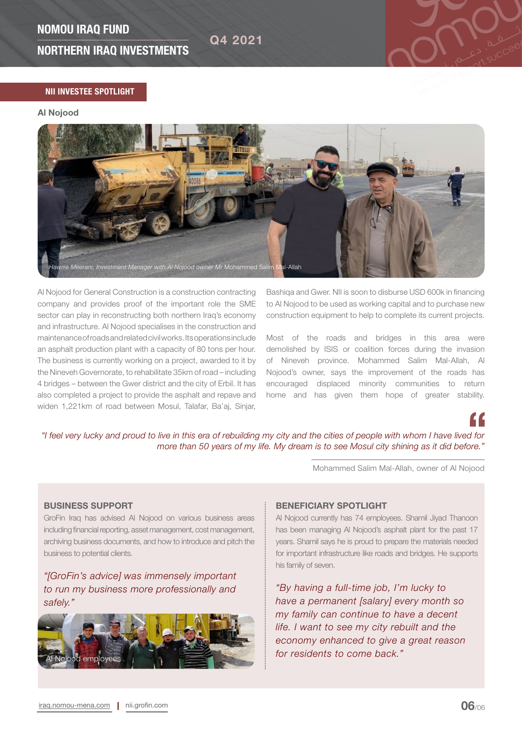## NII INVESTEE SPOTLIGHT

### Al Nojood

Hawrre Meerani, Investment Manager with Al Nojood owner Mr Mohammed Salim Mal-Allah

Al Nojood for General Construction is a construction contracting company and provides proof of the important role the SME sector can play in reconstructing both northern Iraq's economy and infrastructure. Al Nojood specialises in the construction and maintenance of roads and related civil works. Its operations include an asphalt production plant with a capacity of 80 tons per hour. The business is currently working on a project, awarded to it by the Nineveh Governorate, to rehabilitate 35km of road – including 4 bridges – between the Gwer district and the city of Erbil. It has also completed a project to provide the asphalt and repave and widen 1,221km of road between Mosul, Talafar, Ba'aj, Sinjar, Bashiqa and Gwer. NII is soon to disburse USD 600k in financing to Al Nojood to be used as working capital and to purchase new construction equipment to help to complete its current projects.

Most of the roads and bridges in this area were demolished by ISIS or coalition forces during the invasion of Nineveh province. Mohammed Salim Mal-Allah, Al Nojood's owner, says the improvement of the roads has encouraged displaced minority communities to return home and has given them hope of greater stability.

> *"I feel very lucky and proud to live in this era of rebuilding my city and the cities of people with whom I have lived for more than 50 years of my life. My dream is to see Mosul city shining as it did before."*
>
> Mohammed Salim Mal-Allah, owner of Al Nojood

#### BUSINESS SUPPORT

GroFin Iraq has advised Al Nojood on various business areas including financial reporting, asset management, cost management, archiving business documents, and how to introduce and pitch the business to potential clients.

*"[GroFin's advice] was immensely important to run my business more professionally and safely."*

Al Nojood employees

#### BENEFICIARY SPOTLIGHT

Al Nojood currently has 74 employees. Shamil Jiyad Thanoon has been managing Al Nojood's asphalt plant for the past 17 years. Shamil says he is proud to prepare the materials needed for important infrastructure like roads and bridges. He supports his family of seven.

*"By having a full-time job, I'm lucky to have a permanent [salary] every month so my family can continue to have a decent life. I want to see my city rebuilt and the economy enhanced to give a great reason for residents to come back."*

iraq.nomou-mena.com | nii.grofin.com